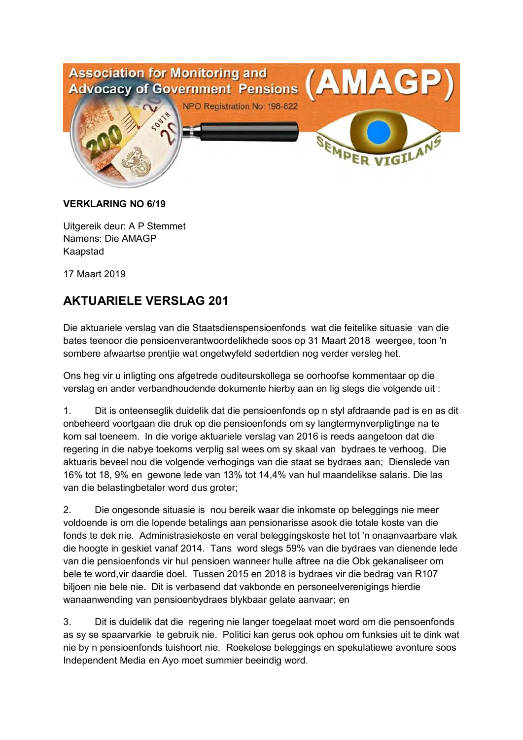Association for Monitoring and Advocacy of Government Pensions (AMAGP)

NPO Registration No: 198-822

SEMPER VIGILANS

**VERKLARING NO 6/19**

Uitgereik deur: A P Stemmet
Namens: Die AMAGP
Kaapstad

17 Maart 2019

## AKTUARIELE VERSLAG 201

Die aktuariele verslag van die Staatsdienspensioenfonds wat die feitelike situasie van die bates teenoor die pensioenverantwoordelikhede soos op 31 Maart 2018 weergee, toon 'n sombere afwaartse prentjie wat ongetwyfeld sedertdien nog verder versleg het.

Ons heg vir u inligting ons afgetrede ouditeurskollega se oorhoofse kommentaar op die verslag en ander verbandhoudende dokumente hierby aan en lig slegs die volgende uit :

1. Dit is onteenseglik duidelik dat die pensioenfonds op n styl afdraande pad is en as dit onbeheerd voortgaan die druk op die pensioenfonds om sy langtermynverpligtinge na te kom sal toeneem. In die vorige aktuariele verslag van 2016 is reeds aangetoon dat die regering in die nabye toekoms verplig sal wees om sy skaal van bydraes te verhoog. Die aktuaris beveel nou die volgende verhogings van die staat se bydraes aan; Dienslede van 16% tot 18, 9% en gewone lede van 13% tot 14,4% van hul maandelikse salaris. Die las van die belastingbetaler word dus groter;

2. Die ongesonde situasie is nou bereik waar die inkomste op beleggings nie meer voldoende is om die lopende betalings aan pensionarisse asook die totale koste van die fonds te dek nie. Administrasiekoste en veral beleggingskoste het tot 'n onaanvaarbare vlak die hoogte in geskiet vanaf 2014. Tans word slegs 59% van die bydraes van dienende lede van die pensioenfonds vir hul pensioen wanneer hulle aftree na die Obk gekanaliseer om bele te word,vir daardie doel. Tussen 2015 en 2018 is bydraes vir die bedrag van R107 biljoen nie bele nie. Dit is verbasend dat vakbonde en personeelverenigings hierdie wanaanwending van pensioenbydraes blykbaar gelate aanvaar; en

3. Dit is duidelik dat die regering nie langer toegelaat moet word om die pensoenfonds as sy se spaarvarkie te gebruik nie. Politici kan gerus ook ophou om funksies uit te dink wat nie by n pensioenfonds tuishoort nie. Roekelose beleggings en spekulatiewe avonture soos Independent Media en Ayo moet summier beeindig word.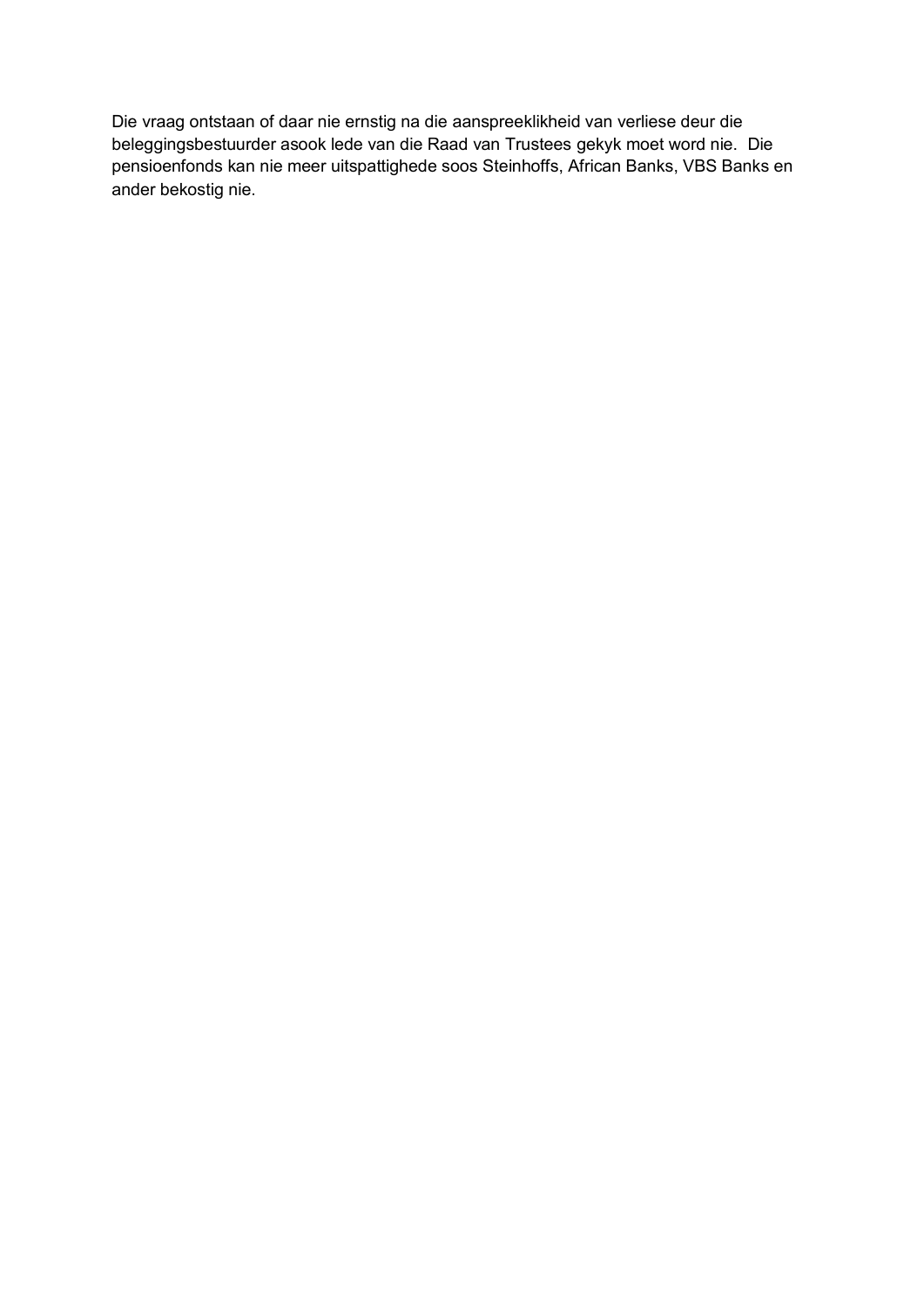Die vraag ontstaan of daar nie ernstig na die aanspreeklikheid van verliese deur die beleggingsbestuurder asook lede van die Raad van Trustees gekyk moet word nie. Die pensioenfonds kan nie meer uitspattighede soos Steinhoffs, African Banks, VBS Banks en ander bekostig nie.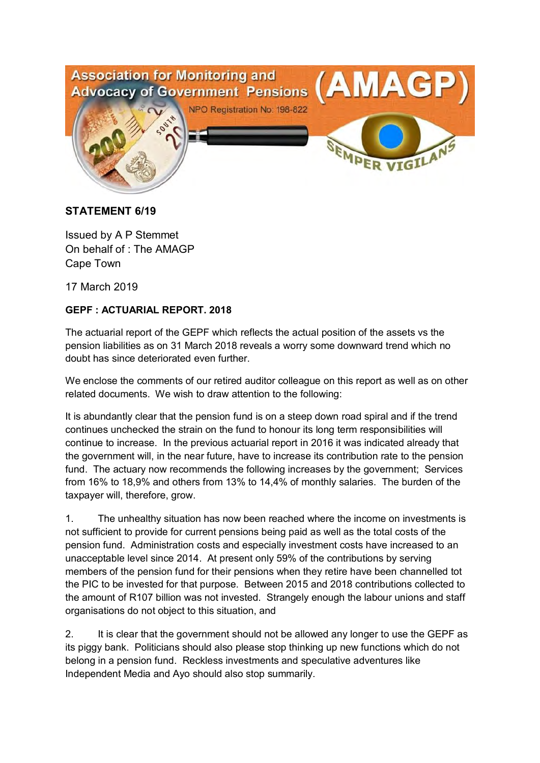Association for Monitoring and Advocacy of Government Pensions (AMAGP)

NPO Registration No: 198-822

SEMPER VIGILANS

**STATEMENT 6/19**

Issued by A P Stemmet
On behalf of : The AMAGP
Cape Town

17 March 2019

**GEPF : ACTUARIAL REPORT. 2018**

The actuarial report of the GEPF which reflects the actual position of the assets vs the pension liabilities as on 31 March 2018 reveals a worry some downward trend which no doubt has since deteriorated even further.

We enclose the comments of our retired auditor colleague on this report as well as on other related documents. We wish to draw attention to the following:

It is abundantly clear that the pension fund is on a steep down road spiral and if the trend continues unchecked the strain on the fund to honour its long term responsibilities will continue to increase. In the previous actuarial report in 2016 it was indicated already that the government will, in the near future, have to increase its contribution rate to the pension fund. The actuary now recommends the following increases by the government; Services from 16% to 18,9% and others from 13% to 14,4% of monthly salaries. The burden of the taxpayer will, therefore, grow.

1. The unhealthy situation has now been reached where the income on investments is not sufficient to provide for current pensions being paid as well as the total costs of the pension fund. Administration costs and especially investment costs have increased to an unacceptable level since 2014. At present only 59% of the contributions by serving members of the pension fund for their pensions when they retire have been channelled tot the PIC to be invested for that purpose. Between 2015 and 2018 contributions collected to the amount of R107 billion was not invested. Strangely enough the labour unions and staff organisations do not object to this situation, and

2. It is clear that the government should not be allowed any longer to use the GEPF as its piggy bank. Politicians should also please stop thinking up new functions which do not belong in a pension fund. Reckless investments and speculative adventures like Independent Media and Ayo should also stop summarily.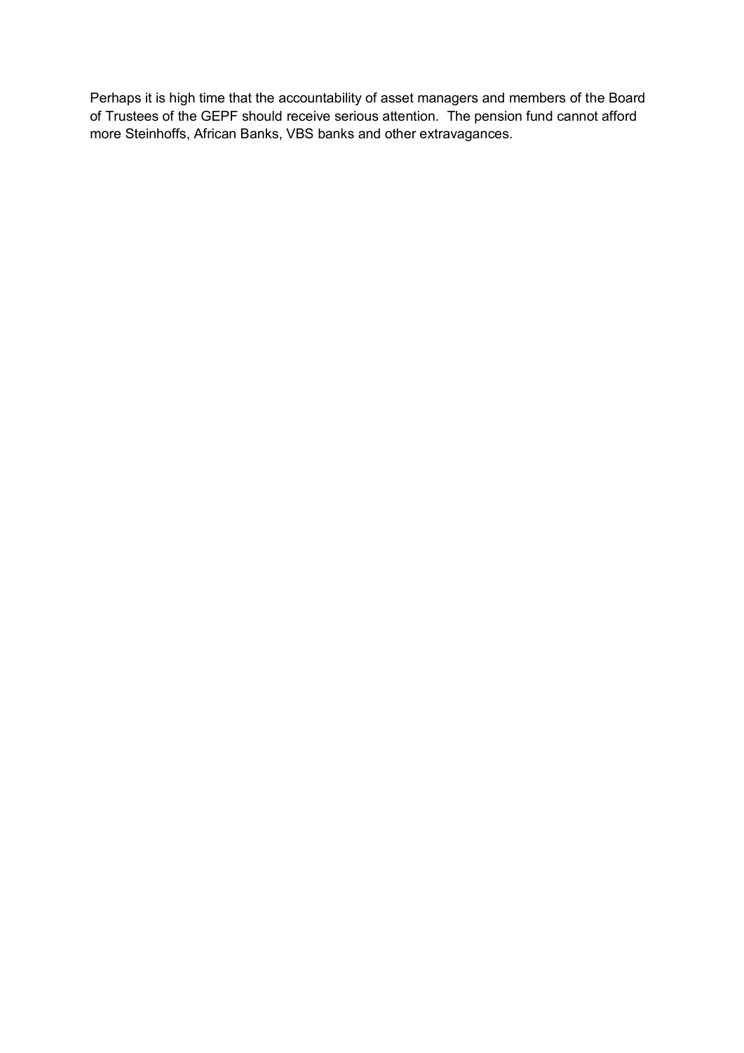Perhaps it is high time that the accountability of asset managers and members of the Board of Trustees of the GEPF should receive serious attention. The pension fund cannot afford more Steinhoffs, African Banks, VBS banks and other extravagances.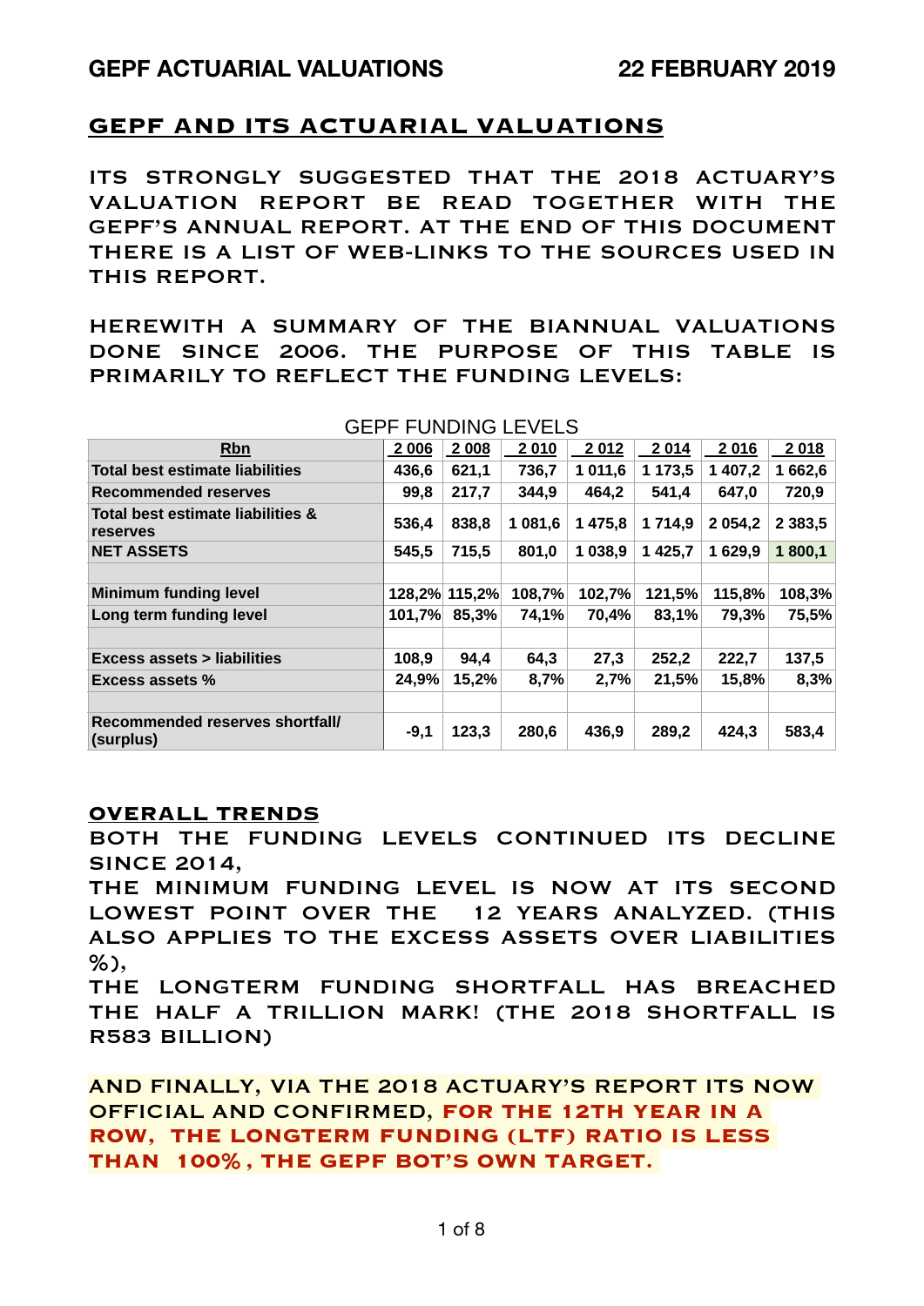## GEPF AND ITS ACTUARIAL VALUATIONS

ITS STRONGLY SUGGESTED THAT THE 2018 ACTUARY'S VALUATION REPORT BE READ TOGETHER WITH THE GEPF'S ANNUAL REPORT. AT THE END OF THIS DOCUMENT THERE IS A LIST OF WEB-LINKS TO THE SOURCES USED IN THIS REPORT.

HEREWITH A SUMMARY OF THE BIANNUAL VALUATIONS DONE SINCE 2006. THE PURPOSE OF THIS TABLE IS PRIMARILY TO REFLECT THE FUNDING LEVELS:

GEPF FUNDING LEVELS

| Rbn | 2 006 | 2 008 | 2 010 | 2 012 | 2 014 | 2 016 | 2 018 |
|---|---|---|---|---|---|---|---|
| Total best estimate liabilities | 436,6 | 621,1 | 736,7 | 1 011,6 | 1 173,5 | 1 407,2 | 1 662,6 |
| Recommended reserves | 99,8 | 217,7 | 344,9 | 464,2 | 541,4 | 647,0 | 720,9 |
| Total best estimate liabilities & reserves | 536,4 | 838,8 | 1 081,6 | 1 475,8 | 1 714,9 | 2 054,2 | 2 383,5 |
| NET ASSETS | 545,5 | 715,5 | 801,0 | 1 038,9 | 1 425,7 | 1 629,9 | 1 800,1 |
| | | | | | | | |
| Minimum funding level | 128,2% | 115,2% | 108,7% | 102,7% | 121,5% | 115,8% | 108,3% |
| Long term funding level | 101,7% | 85,3% | 74,1% | 70,4% | 83,1% | 79,3% | 75,5% |
| | | | | | | | |
| Excess assets > liabilities | 108,9 | 94,4 | 64,3 | 27,3 | 252,2 | 222,7 | 137,5 |
| Excess assets % | 24,9% | 15,2% | 8,7% | 2,7% | 21,5% | 15,8% | 8,3% |
| | | | | | | | |
| Recommended reserves shortfall/ (surplus) | -9,1 | 123,3 | 280,6 | 436,9 | 289,2 | 424,3 | 583,4 |

## OVERALL TRENDS

BOTH THE FUNDING LEVELS CONTINUED ITS DECLINE SINCE 2014,

THE MINIMUM FUNDING LEVEL IS NOW AT ITS SECOND LOWEST POINT OVER THE 12 YEARS ANALYZED. (THIS ALSO APPLIES TO THE EXCESS ASSETS OVER LIABILITIES %),

THE LONGTERM FUNDING SHORTFALL HAS BREACHED THE HALF A TRILLION MARK! (THE 2018 SHORTFALL IS R583 BILLION)

**AND FINALLY, VIA THE 2018 ACTUARY'S REPORT ITS NOW OFFICIAL AND CONFIRMED, FOR THE 12TH YEAR IN A ROW, THE LONGTERM FUNDING (LTF) RATIO IS LESS THAN 100%, THE GEPF BOT'S OWN TARGET.**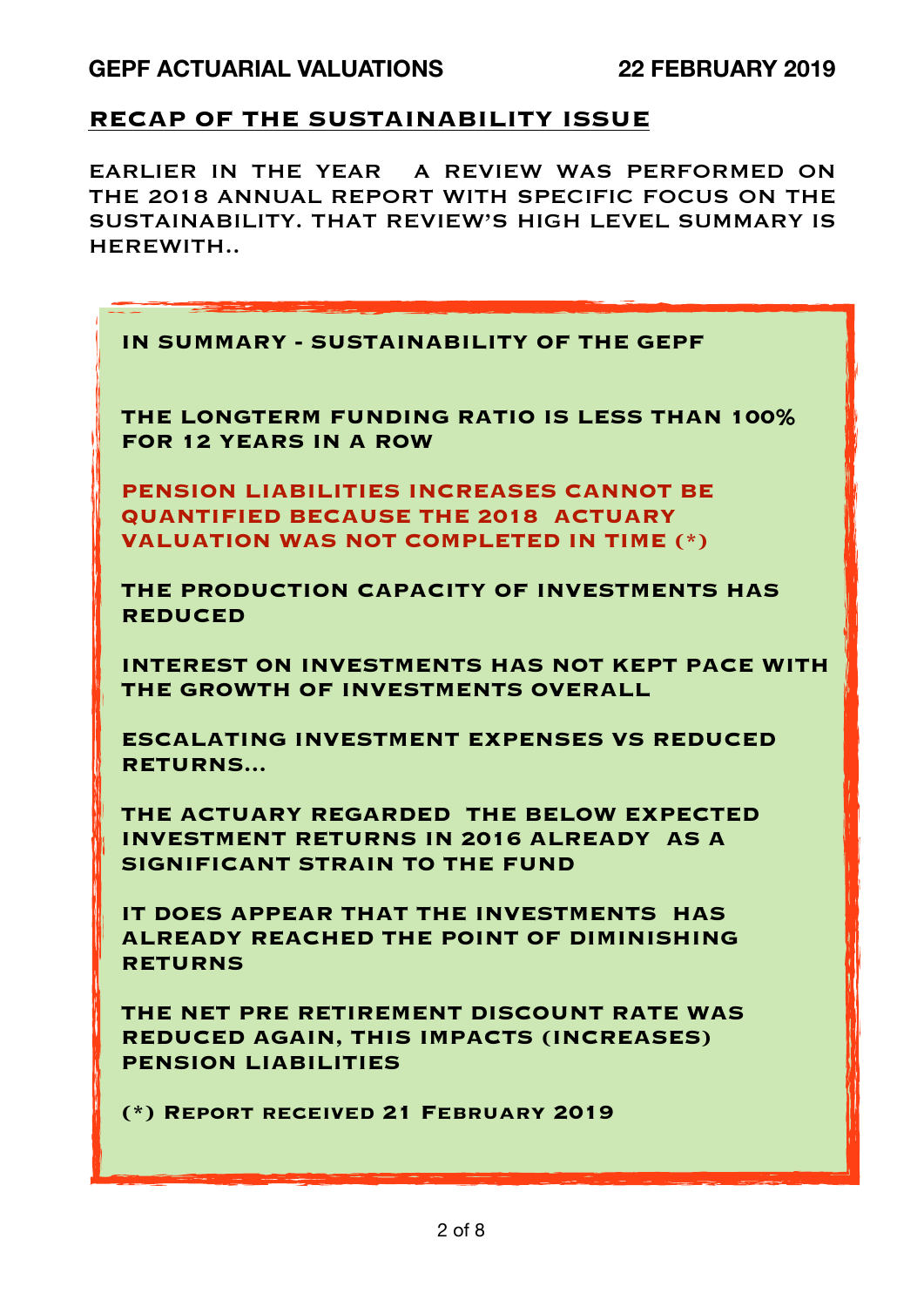## RECAP OF THE SUSTAINABILITY ISSUE

EARLIER IN THE YEAR A REVIEW WAS PERFORMED ON THE 2018 ANNUAL REPORT WITH SPECIFIC FOCUS ON THE SUSTAINABILITY. THAT REVIEW'S HIGH LEVEL SUMMARY IS HEREWITH..

### IN SUMMARY - SUSTAINABILITY OF THE GEPF

THE LONGTERM FUNDING RATIO IS LESS THAN 100% FOR 12 YEARS IN A ROW

PENSION LIABILITIES INCREASES CANNOT BE QUANTIFIED BECAUSE THE 2018 ACTUARY VALUATION WAS NOT COMPLETED IN TIME (*)

THE PRODUCTION CAPACITY OF INVESTMENTS HAS REDUCED

INTEREST ON INVESTMENTS HAS NOT KEPT PACE WITH THE GROWTH OF INVESTMENTS OVERALL

ESCALATING INVESTMENT EXPENSES VS REDUCED RETURNS…

THE ACTUARY REGARDED THE BELOW EXPECTED INVESTMENT RETURNS IN 2016 ALREADY AS A SIGNIFICANT STRAIN TO THE FUND

IT DOES APPEAR THAT THE INVESTMENTS HAS ALREADY REACHED THE POINT OF DIMINISHING RETURNS

THE NET PRE RETIREMENT DISCOUNT RATE WAS REDUCED AGAIN, THIS IMPACTS (INCREASES) PENSION LIABILITIES

(*) Report received 21 February 2019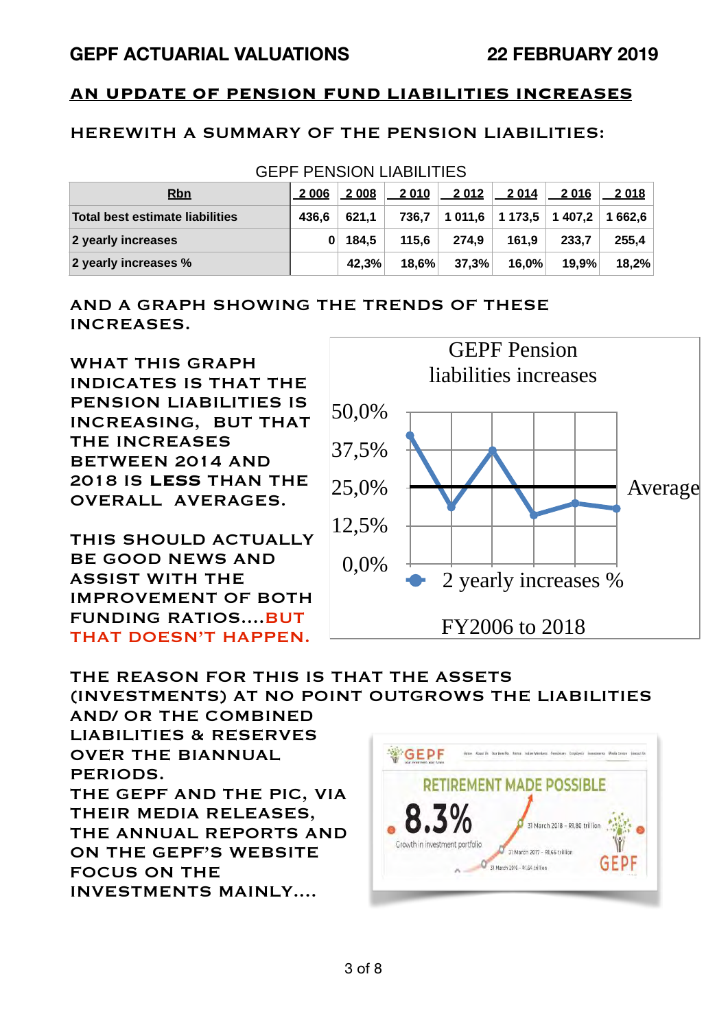# GEPF ACTUARIAL VALUATIONS 22 FEBRUARY 2019

## AN UPDATE OF PENSION FUND LIABILITIES INCREASES

### HEREWITH A SUMMARY OF THE PENSION LIABILITIES:

GEPF PENSION LIABILITIES

| Rbn | 2 006 | 2 008 | 2 010 | 2 012 | 2 014 | 2 016 | 2 018 |
|---|---|---|---|---|---|---|---|
| Total best estimate liabilities | 436,6 | 621,1 | 736,7 | 1 011,6 | 1 173,5 | 1 407,2 | 1 662,6 |
| 2 yearly increases | 0 | 184,5 | 115,6 | 274,9 | 161,9 | 233,7 | 255,4 |
| 2 yearly increases % | | 42,3% | 18,6% | 37,3% | 16,0% | 19,9% | 18,2% |

AND A GRAPH SHOWING THE TRENDS OF THESE INCREASES.

WHAT THIS GRAPH INDICATES IS THAT THE PENSION LIABILITIES IS INCREASING, BUT THAT THE INCREASES BETWEEN 2014 AND 2018 IS **LESS** THAN THE OVERALL AVERAGES.

THIS SHOULD ACTUALLY BE GOOD NEWS AND ASSIST WITH THE IMPROVEMENT OF BOTH FUNDING RATIOS....BUT THAT DOESN'T HAPPEN.

GEPF Pension liabilities increases

50,0% | 37,5% | 25,0% | 12,5% | 0,0%

Average

2 yearly increases %

FY2006 to 2018

THE REASON FOR THIS IS THAT THE ASSETS (INVESTMENTS) AT NO POINT OUTGROWS THE LIABILITIES AND/ OR THE COMBINED LIABILITIES & RESERVES OVER THE BIANNUAL PERIODS.

THE GEPF AND THE PIC, VIA THEIR MEDIA RELEASES, THE ANNUAL REPORTS AND ON THE GEPF'S WEBSITE FOCUS ON THE INVESTMENTS MAINLY....

GEPF – RETIREMENT MADE POSSIBLE

8.3% Growth in investment portfolio

31 March 2018 – R1,80 trillion

31 March 2017 – R1,66 trillion

31 March 2016 – R1,64 trillion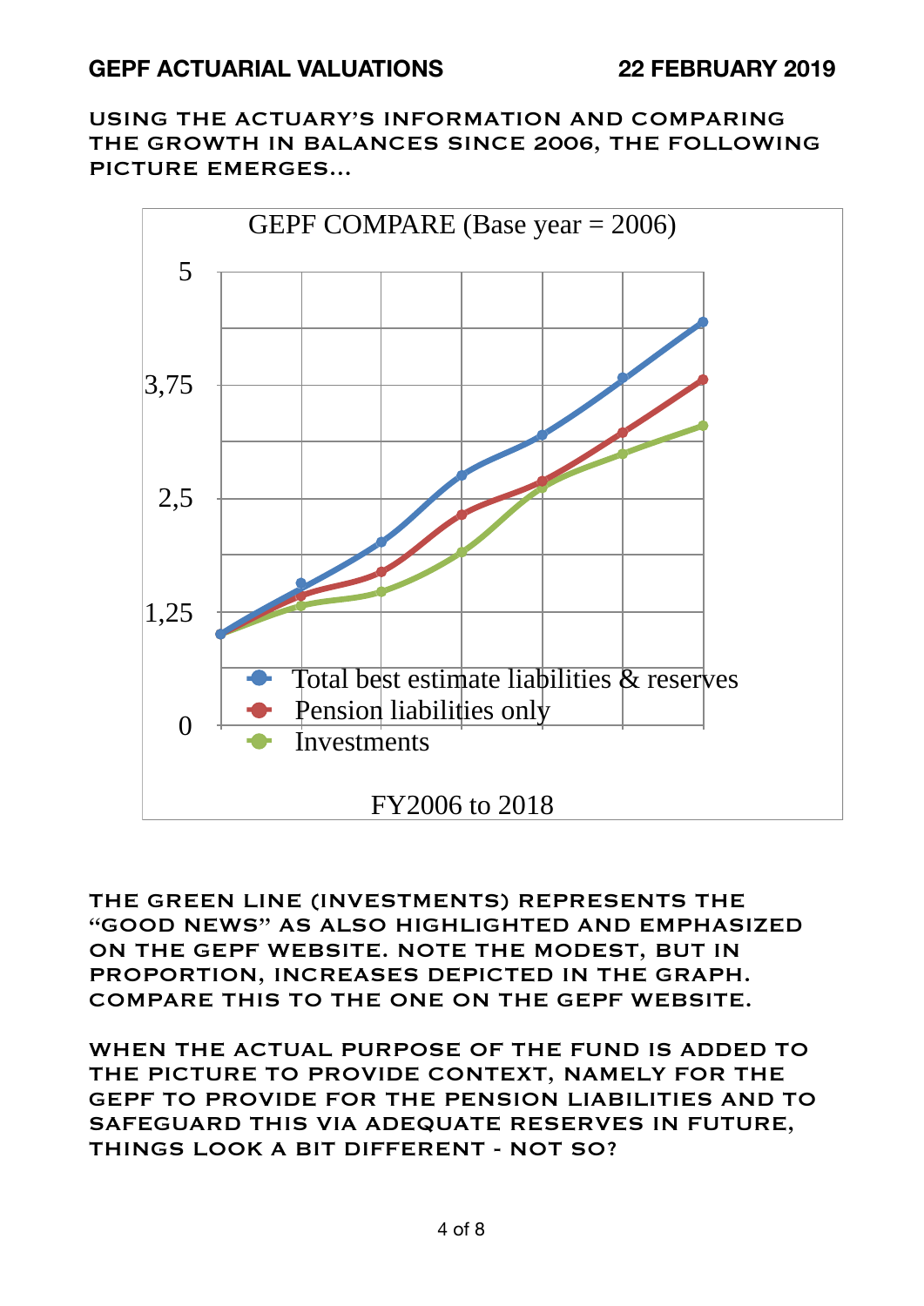**USING THE ACTUARY'S INFORMATION AND COMPARING THE GROWTH IN BALANCES SINCE 2006, THE FOLLOWING PICTURE EMERGES...**

GEPF COMPARE (Base year = 2006)

- Total best estimate liabilities & reserves
- Pension liabilities only
- Investments

FY2006 to 2018

**THE GREEN LINE (INVESTMENTS) REPRESENTS THE "GOOD NEWS" AS ALSO HIGHLIGHTED AND EMPHASIZED ON THE GEPF WEBSITE. NOTE THE MODEST, BUT IN PROPORTION, INCREASES DEPICTED IN THE GRAPH. COMPARE THIS TO THE ONE ON THE GEPF WEBSITE.**

**WHEN THE ACTUAL PURPOSE OF THE FUND IS ADDED TO THE PICTURE TO PROVIDE CONTEXT, NAMELY FOR THE GEPF TO PROVIDE FOR THE PENSION LIABILITIES AND TO SAFEGUARD THIS VIA ADEQUATE RESERVES IN FUTURE, THINGS LOOK A BIT DIFFERENT - NOT SO?**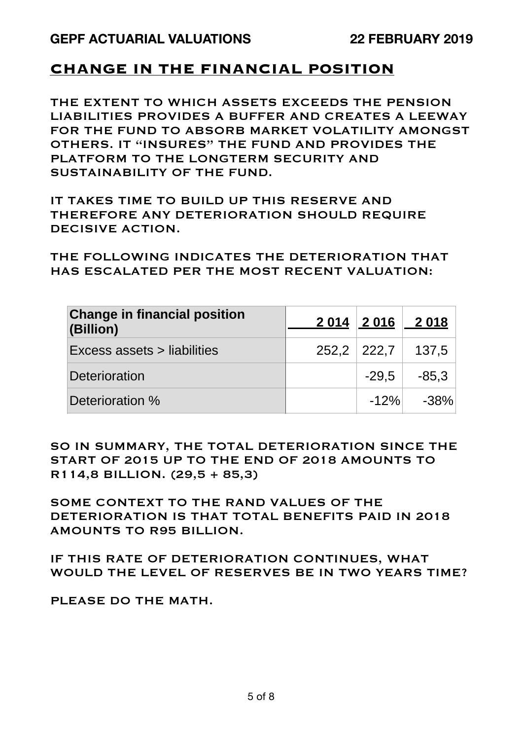## CHANGE IN THE FINANCIAL POSITION

THE EXTENT TO WHICH ASSETS EXCEEDS THE PENSION LIABILITIES PROVIDES A BUFFER AND CREATES A LEEWAY FOR THE FUND TO ABSORB MARKET VOLATILITY AMONGST OTHERS. IT "INSURES" THE FUND AND PROVIDES THE PLATFORM TO THE LONGTERM SECURITY AND SUSTAINABILITY OF THE FUND.

IT TAKES TIME TO BUILD UP THIS RESERVE AND THEREFORE ANY DETERIORATION SHOULD REQUIRE DECISIVE ACTION.

THE FOLLOWING INDICATES THE DETERIORATION THAT HAS ESCALATED PER THE MOST RECENT VALUATION:

| Change in financial position (Billion) | 2 014 | 2 016 | 2 018 |
|---|---|---|---|
| Excess assets > liabilities | 252,2 | 222,7 | 137,5 |
| Deterioration | | -29,5 | -85,3 |
| Deterioration % | | -12% | -38% |

SO IN SUMMARY, THE TOTAL DETERIORATION SINCE THE START OF 2015 UP TO THE END OF 2018 AMOUNTS TO R114,8 BILLION. (29,5 + 85,3)

SOME CONTEXT TO THE RAND VALUES OF THE DETERIORATION IS THAT TOTAL BENEFITS PAID IN 2018 AMOUNTS TO R95 BILLION.

IF THIS RATE OF DETERIORATION CONTINUES, WHAT WOULD THE LEVEL OF RESERVES BE IN TWO YEARS TIME?

PLEASE DO THE MATH.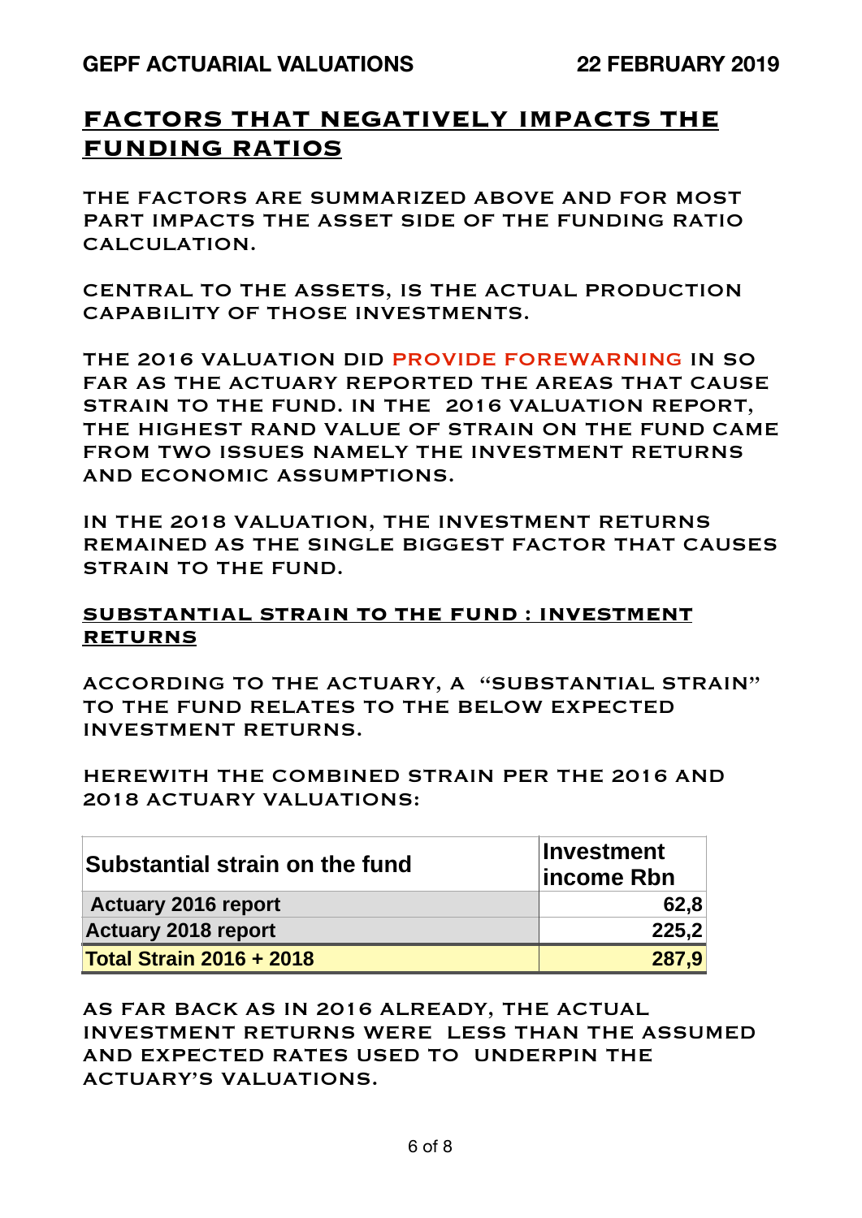## FACTORS THAT NEGATIVELY IMPACTS THE FUNDING RATIOS

THE FACTORS ARE SUMMARIZED ABOVE AND FOR MOST PART IMPACTS THE ASSET SIDE OF THE FUNDING RATIO CALCULATION.

CENTRAL TO THE ASSETS, IS THE ACTUAL PRODUCTION CAPABILITY OF THOSE INVESTMENTS.

THE 2016 VALUATION DID PROVIDE FOREWARNING IN SO FAR AS THE ACTUARY REPORTED THE AREAS THAT CAUSE STRAIN TO THE FUND. IN THE 2016 VALUATION REPORT, THE HIGHEST RAND VALUE OF STRAIN ON THE FUND CAME FROM TWO ISSUES NAMELY THE INVESTMENT RETURNS AND ECONOMIC ASSUMPTIONS.

IN THE 2018 VALUATION, THE INVESTMENT RETURNS REMAINED AS THE SINGLE BIGGEST FACTOR THAT CAUSES STRAIN TO THE FUND.

### SUBSTANTIAL STRAIN TO THE FUND : INVESTMENT RETURNS

ACCORDING TO THE ACTUARY, A "SUBSTANTIAL STRAIN" TO THE FUND RELATES TO THE BELOW EXPECTED INVESTMENT RETURNS.

HEREWITH THE COMBINED STRAIN PER THE 2016 AND 2018 ACTUARY VALUATIONS:

| Substantial strain on the fund | Investment income Rbn |
|---|---|
| Actuary 2016 report | 62,8 |
| Actuary 2018 report | 225,2 |
| **Total Strain 2016 + 2018** | **287,9** |

AS FAR BACK AS IN 2016 ALREADY, THE ACTUAL INVESTMENT RETURNS WERE LESS THAN THE ASSUMED AND EXPECTED RATES USED TO UNDERPIN THE ACTUARY'S VALUATIONS.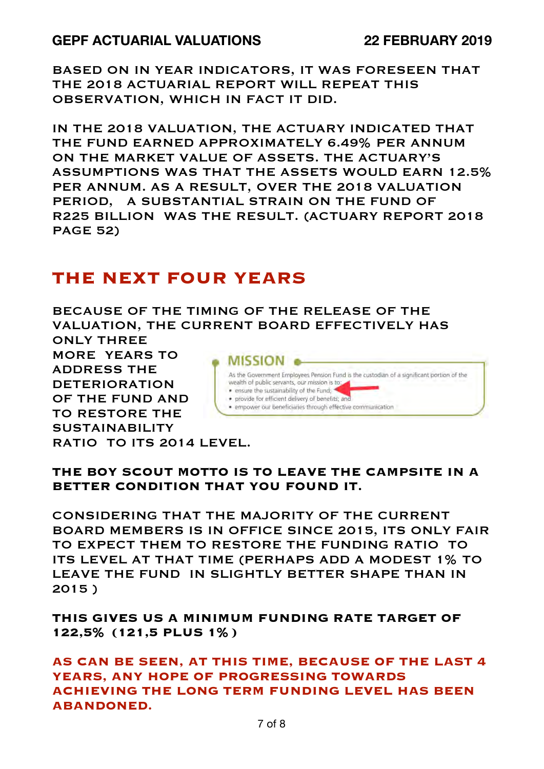BASED ON IN YEAR INDICATORS, IT WAS FORESEEN THAT THE 2018 ACTUARIAL REPORT WILL REPEAT THIS OBSERVATION, WHICH IN FACT IT DID.

IN THE 2018 VALUATION, THE ACTUARY INDICATED THAT THE FUND EARNED APPROXIMATELY 6.49% PER ANNUM ON THE MARKET VALUE OF ASSETS. THE ACTUARY'S ASSUMPTIONS WAS THAT THE ASSETS WOULD EARN 12.5% PER ANNUM. AS A RESULT, OVER THE 2018 VALUATION PERIOD, A SUBSTANTIAL STRAIN ON THE FUND OF R225 BILLION WAS THE RESULT. (ACTUARY REPORT 2018 PAGE 52)

## THE NEXT FOUR YEARS

BECAUSE OF THE TIMING OF THE RELEASE OF THE VALUATION, THE CURRENT BOARD EFFECTIVELY HAS ONLY THREE MORE YEARS TO ADDRESS THE DETERIORATION OF THE FUND AND TO RESTORE THE SUSTAINABILITY RATIO TO ITS 2014 LEVEL.

**MISSION**

As the Government Employees Pension Fund is the custodian of a significant portion of the wealth of public servants, our mission is to:

- ensure the sustainability of the Fund;
- provide for efficient delivery of benefits; and
- empower our beneficiaries through effective communication

**THE BOY SCOUT MOTTO IS TO LEAVE THE CAMPSITE IN A BETTER CONDITION THAT YOU FOUND IT.**

CONSIDERING THAT THE MAJORITY OF THE CURRENT BOARD MEMBERS IS IN OFFICE SINCE 2015, ITS ONLY FAIR TO EXPECT THEM TO RESTORE THE FUNDING RATIO TO ITS LEVEL AT THAT TIME (PERHAPS ADD A MODEST 1% TO LEAVE THE FUND IN SLIGHTLY BETTER SHAPE THAN IN 2015 )

**THIS GIVES US A MINIMUM FUNDING RATE TARGET OF 122,5% (121,5 PLUS 1%)**

**AS CAN BE SEEN, AT THIS TIME, BECAUSE OF THE LAST 4 YEARS, ANY HOPE OF PROGRESSING TOWARDS ACHIEVING THE LONG TERM FUNDING LEVEL HAS BEEN ABANDONED.**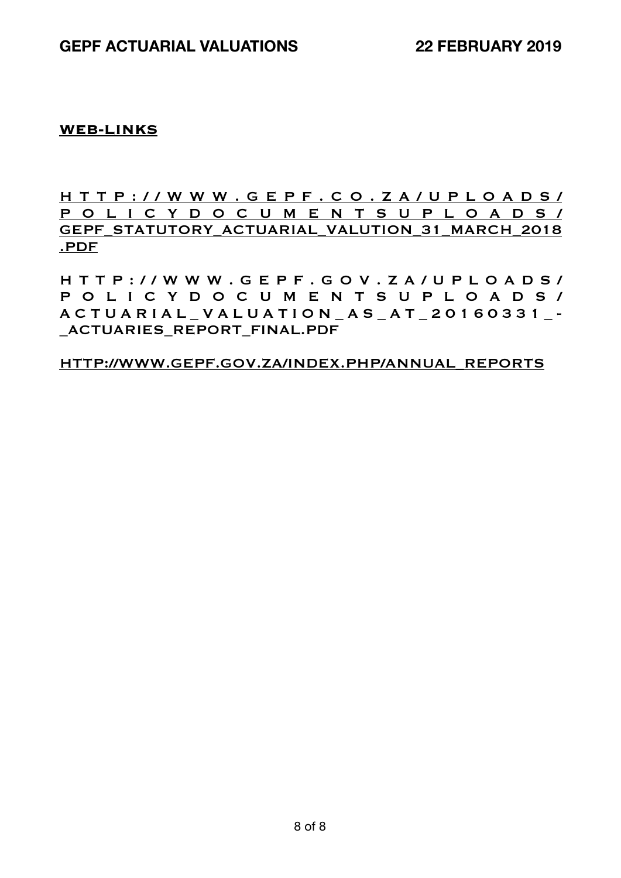**WEB-LINKS**

HTTP://WWW.GEPF.CO.ZA/UPLOADS/POLICYDOCUMENTSUPLOADS/GEPF_STATUTORY_ACTUARIAL_VALUTION_31_MARCH_2018.PDF

HTTP://WWW.GEPF.GOV.ZA/UPLOADS/POLICYDOCUMENTSUPLOADS/ACTUARIAL_VALUATION_AS_AT_20160331_-_ACTUARIES_REPORT_FINAL.PDF

HTTP://WWW.GEPF.GOV.ZA/INDEX.PHP/ANNUAL_REPORTS